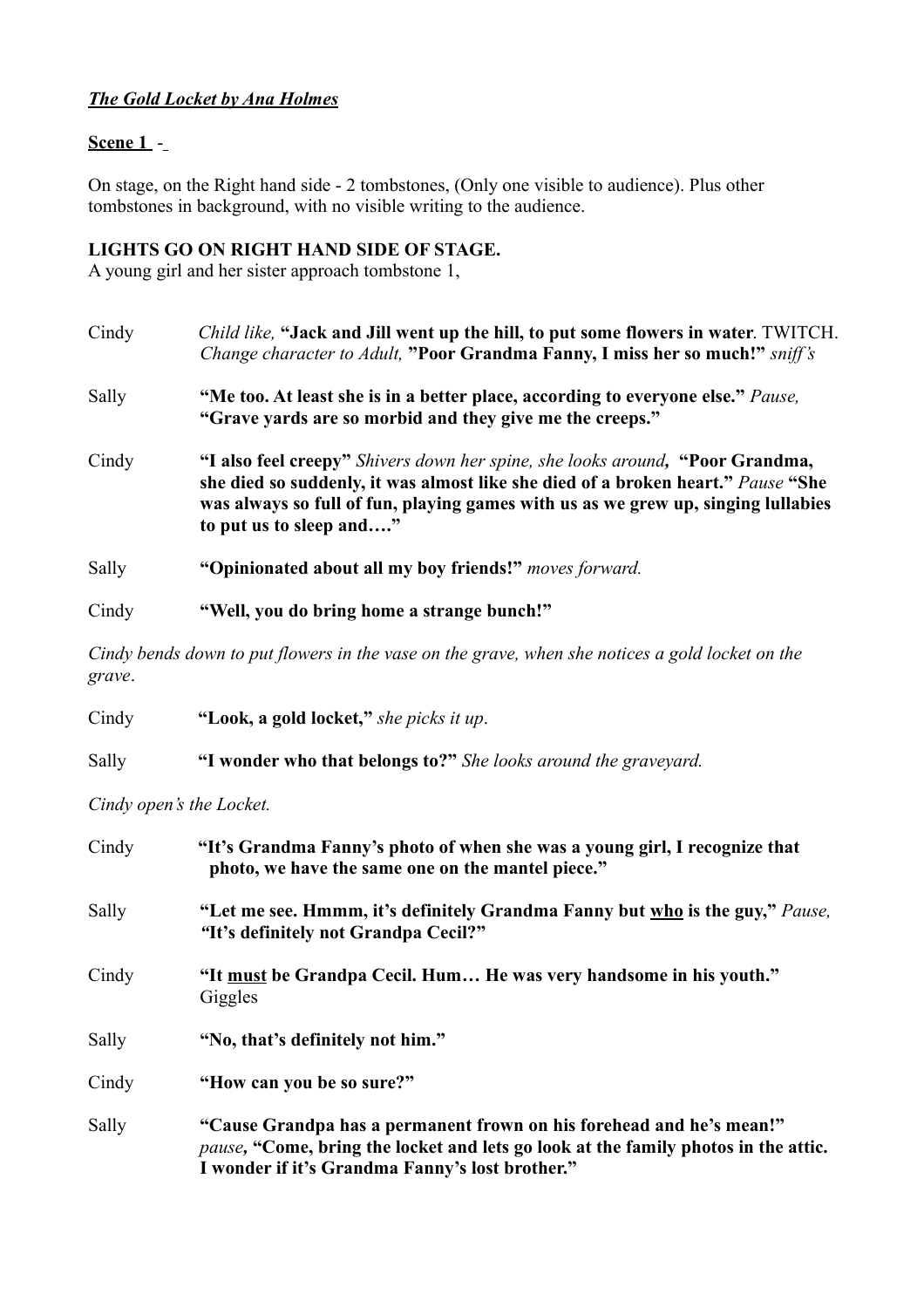***The Gold Locket by Ana Holmes***

**Scene 1** -

On stage, on the Right hand side - 2 tombstones, (Only one visible to audience). Plus other tombstones in background, with no visible writing to the audience.

**LIGHTS GO ON RIGHT HAND SIDE OF STAGE.**
A young girl and her sister approach tombstone 1,

Cindy *Child like,* **"Jack and Jill went up the hill, to put some flowers in water**. TWITCH. *Change character to Adult,* **"Poor Grandma Fanny, I miss her so much!"** *sniff's*

Sally **"Me too. At least she is in a better place, according to everyone else."** *Pause,* **"Grave yards are so morbid and they give me the creeps."**

Cindy **"I also feel creepy"** *Shivers down her spine, she looks around,* **"Poor Grandma, she died so suddenly, it was almost like she died of a broken heart."** *Pause* **"She was always so full of fun, playing games with us as we grew up, singing lullabies to put us to sleep and…."**

Sally **"Opinionated about all my boy friends!"** *moves forward.*

Cindy **"Well, you do bring home a strange bunch!"**

*Cindy bends down to put flowers in the vase on the grave, when she notices a gold locket on the grave*.

Cindy **"Look, a gold locket,"** *she picks it up*.

Sally **"I wonder who that belongs to?"** *She looks around the graveyard.*

*Cindy open's the Locket.*

Cindy **"It's Grandma Fanny's photo of when she was a young girl, I recognize that photo, we have the same one on the mantel piece."**

Sally **"Let me see. Hmmm, it's definitely Grandma Fanny but <u>who</u> is the guy,"** *Pause,* **"It's definitely not Grandpa Cecil?"**

Cindy **"It <u>must</u> be Grandpa Cecil. Hum… He was very handsome in his youth."** Giggles

Sally **"No, that's definitely not him."**

Cindy **"How can you be so sure?"**

Sally **"Cause Grandpa has a permanent frown on his forehead and he's mean!"** *pause,* **"Come, bring the locket and lets go look at the family photos in the attic. I wonder if it's Grandma Fanny's lost brother."**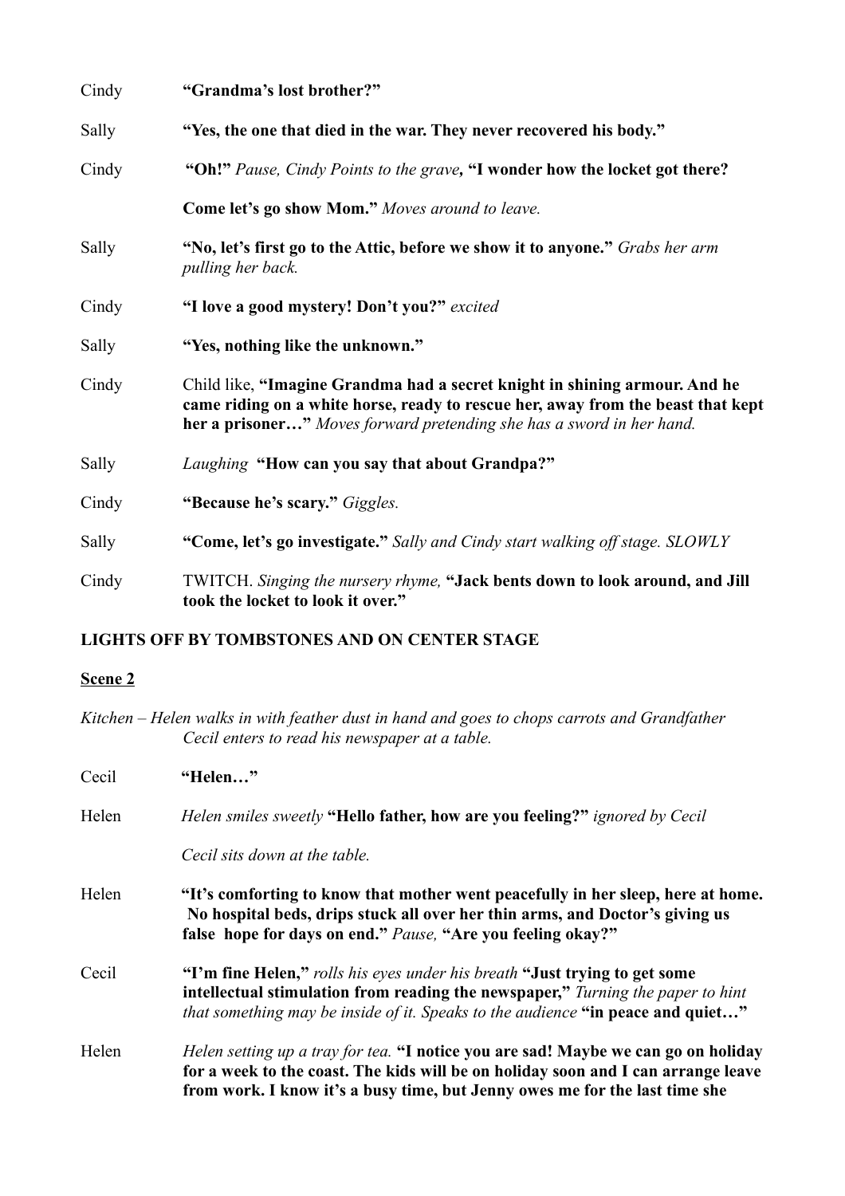Cindy **"Grandma's lost brother?"**

Sally **"Yes, the one that died in the war. They never recovered his body."**

Cindy **"Oh!"** *Pause, Cindy Points to the grave***, "I wonder how the locket got there?**

**Come let's go show Mom."** *Moves around to leave.*

Sally **"No, let's first go to the Attic, before we show it to anyone."** *Grabs her arm pulling her back.*

Cindy **"I love a good mystery! Don't you?"** *excited*

Sally **"Yes, nothing like the unknown."**

Cindy Child like, **"Imagine Grandma had a secret knight in shining armour. And he came riding on a white horse, ready to rescue her, away from the beast that kept her a prisoner…"** *Moves forward pretending she has a sword in her hand.*

Sally *Laughing* **"How can you say that about Grandpa?"**

Cindy **"Because he's scary."** *Giggles.*

Sally **"Come, let's go investigate."** *Sally and Cindy start walking off stage. SLOWLY*

Cindy TWITCH. *Singing the nursery rhyme,* **"Jack bents down to look around, and Jill took the locket to look it over."**

**LIGHTS OFF BY TOMBSTONES AND ON CENTER STAGE**

## Scene 2

*Kitchen – Helen walks in with feather dust in hand and goes to chops carrots and Grandfather Cecil enters to read his newspaper at a table.*

Cecil **"Helen…"**

Helen *Helen smiles sweetly* **"Hello father, how are you feeling?"** *ignored by Cecil*

*Cecil sits down at the table.*

Helen **"It's comforting to know that mother went peacefully in her sleep, here at home. No hospital beds, drips stuck all over her thin arms, and Doctor's giving us false hope for days on end."** *Pause,* **"Are you feeling okay?"**

Cecil **"I'm fine Helen,"** *rolls his eyes under his breath* **"Just trying to get some intellectual stimulation from reading the newspaper,"** *Turning the paper to hint that something may be inside of it. Speaks to the audience* **"in peace and quiet…"**

Helen *Helen setting up a tray for tea.* **"I notice you are sad! Maybe we can go on holiday for a week to the coast. The kids will be on holiday soon and I can arrange leave from work. I know it's a busy time, but Jenny owes me for the last time she**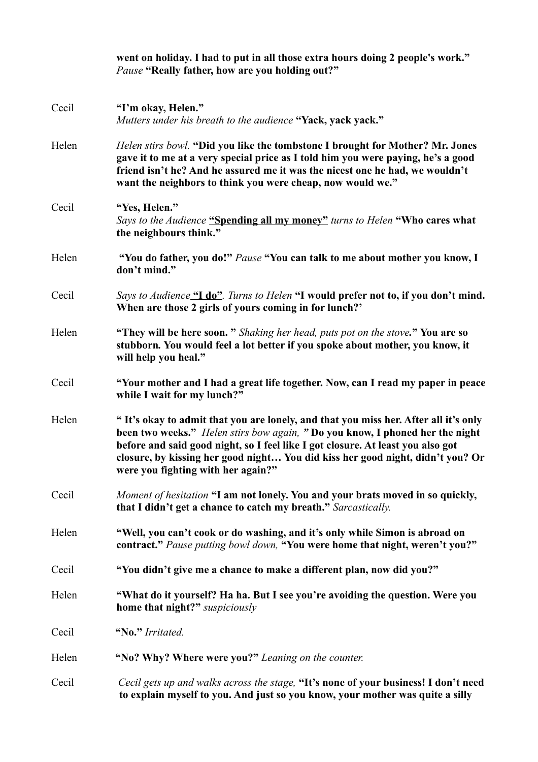**went on holiday. I had to put in all those extra hours doing 2 people's work."** *Pause* **"Really father, how are you holding out?"**

Cecil **"I'm okay, Helen."**
*Mutters under his breath to the audience* **"Yack, yack yack."**

Helen *Helen stirs bowl.* **"Did you like the tombstone I brought for Mother? Mr. Jones gave it to me at a very special price as I told him you were paying, he's a good friend isn't he? And he assured me it was the nicest one he had, we wouldn't want the neighbors to think you were cheap, now would we."**

Cecil **"Yes, Helen."**
*Says to the Audience* <u>**"Spending all my money"**</u> *turns to Helen* **"Who cares what the neighbours think."**

Helen **"You do father, you do!"** *Pause* **"You can talk to me about mother you know, I don't mind."**

Cecil *Says to Audience* <u>**"I do"**</u>. *Turns to Helen* **"I would prefer not to, if you don't mind. When are those 2 girls of yours coming in for lunch?'**

Helen **"They will be here soon. "** *Shaking her head, puts pot on the stove.* **" You are so stubborn. You would feel a lot better if you spoke about mother, you know, it will help you heal."**

Cecil **"Your mother and I had a great life together. Now, can I read my paper in peace while I wait for my lunch?"**

Helen **" It's okay to admit that you are lonely, and that you miss her. After all it's only been two weeks."** *Helen stirs bow again, "* **Do you know, I phoned her the night before and said good night, so I feel like I got closure. At least you also got closure, by kissing her good night… You did kiss her good night, didn't you? Or were you fighting with her again?"**

Cecil *Moment of hesitation* **"I am not lonely. You and your brats moved in so quickly, that I didn't get a chance to catch my breath."** *Sarcastically.*

Helen **"Well, you can't cook or do washing, and it's only while Simon is abroad on contract."** *Pause putting bowl down,* **"You were home that night, weren't you?"**

Cecil **"You didn't give me a chance to make a different plan, now did you?"**

Helen **"What do it yourself? Ha ha. But I see you're avoiding the question. Were you home that night?"** *suspiciously*

Cecil **"No."** *Irritated.*

Helen **"No? Why? Where were you?"** *Leaning on the counter.*

Cecil *Cecil gets up and walks across the stage,* **"It's none of your business! I don't need to explain myself to you. And just so you know, your mother was quite a silly**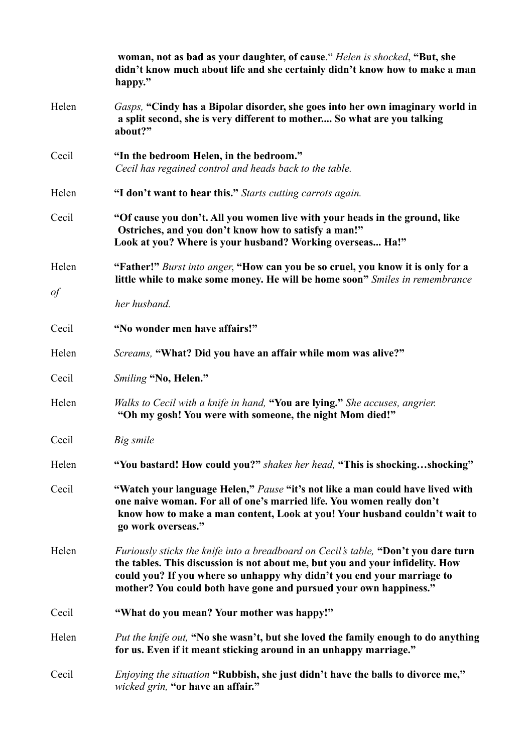**woman, not as bad as your daughter, of cause**." *Helen is shocked*, **"But, she didn't know much about life and she certainly didn't know how to make a man happy."**

Helen *Gasps,* **"Cindy has a Bipolar disorder, she goes into her own imaginary world in a split second, she is very different to mother.... So what are you talking about?"**

Cecil **"In the bedroom Helen, in the bedroom."**
*Cecil has regained control and heads back to the table.*

Helen **"I don't want to hear this."** *Starts cutting carrots again.*

Cecil **"Of cause you don't. All you women live with your heads in the ground, like Ostriches, and you don't know how to satisfy a man!" Look at you? Where is your husband? Working overseas... Ha!"**

Helen **"Father!"** *Burst into anger*, **"How can you be so cruel, you know it is only for a little while to make some money. He will be home soon"** *Smiles in remembrance of her husband.*

Cecil **"No wonder men have affairs!"**

Helen *Screams,* **"What? Did you have an affair while mom was alive?"**

Cecil *Smiling* **"No, Helen."**

Helen *Walks to Cecil with a knife in hand,* **"You are lying."** *She accuses, angrier.* **"Oh my gosh! You were with someone, the night Mom died!"**

Cecil *Big smile*

Helen **"You bastard! How could you?"** *shakes her head,* **"This is shocking…shocking"**

Cecil **"Watch your language Helen,"** *Pause* **"it's not like a man could have lived with one naive woman. For all of one's married life. You women really don't know how to make a man content, Look at you! Your husband couldn't wait to go work overseas."**

Helen *Furiously sticks the knife into a breadboard on Cecil's table,* **"Don't you dare turn the tables. This discussion is not about me, but you and your infidelity. How could you? If you where so unhappy why didn't you end your marriage to mother? You could both have gone and pursued your own happiness."**

Cecil **"What do you mean? Your mother was happy!"**

Helen *Put the knife out,* **"No she wasn't, but she loved the family enough to do anything for us. Even if it meant sticking around in an unhappy marriage."**

Cecil *Enjoying the situation* **"Rubbish, she just didn't have the balls to divorce me,"** *wicked grin,* **"or have an affair."**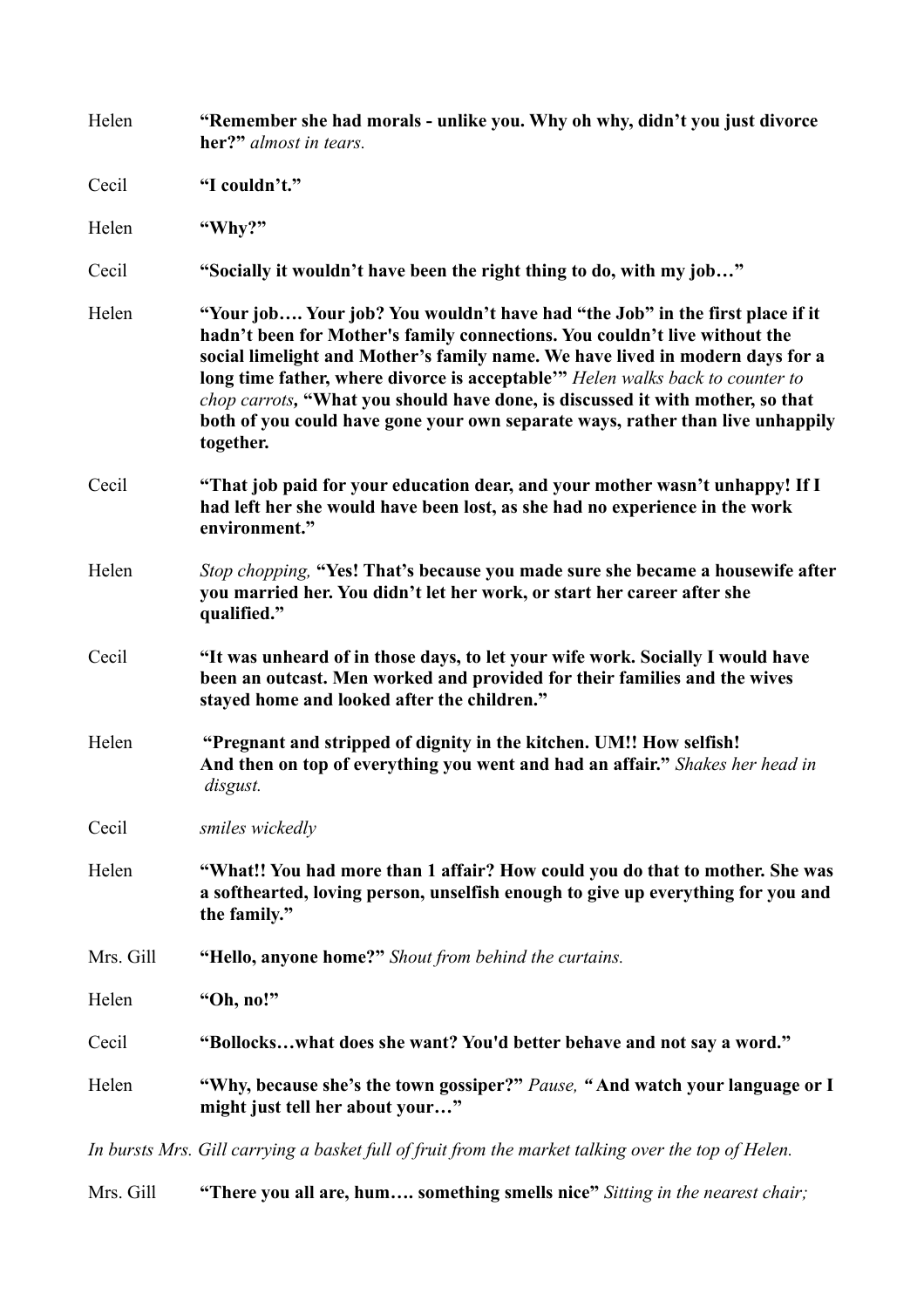Helen **"Remember she had morals - unlike you. Why oh why, didn't you just divorce her?"** *almost in tears.*

Cecil **"I couldn't."**

Helen **"Why?"**

Cecil **"Socially it wouldn't have been the right thing to do, with my job…"**

Helen **"Your job…. Your job? You wouldn't have had "the Job" in the first place if it hadn't been for Mother's family connections. You couldn't live without the social limelight and Mother's family name. We have lived in modern days for a long time father, where divorce is acceptable'"** *Helen walks back to counter to chop carrots***, "What you should have done, is discussed it with mother, so that both of you could have gone your own separate ways, rather than live unhappily together.**

Cecil **"That job paid for your education dear, and your mother wasn't unhappy! If I had left her she would have been lost, as she had no experience in the work environment."**

Helen *Stop chopping,* **"Yes! That's because you made sure she became a housewife after you married her. You didn't let her work, or start her career after she qualified."**

Cecil **"It was unheard of in those days, to let your wife work. Socially I would have been an outcast. Men worked and provided for their families and the wives stayed home and looked after the children."**

Helen **"Pregnant and stripped of dignity in the kitchen. UM!! How selfish! And then on top of everything you went and had an affair."** *Shakes her head in disgust.*

Cecil *smiles wickedly*

Helen **"What!! You had more than 1 affair? How could you do that to mother. She was a softhearted, loving person, unselfish enough to give up everything for you and the family."**

Mrs. Gill **"Hello, anyone home?"** *Shout from behind the curtains.*

Helen **"Oh, no!"**

Cecil **"Bollocks…what does she want? You'd better behave and not say a word."**

Helen **"Why, because she's the town gossiper?"** *Pause,* **" And watch your language or I might just tell her about your…"**

*In bursts Mrs. Gill carrying a basket full of fruit from the market talking over the top of Helen.*

Mrs. Gill **"There you all are, hum…. something smells nice"** *Sitting in the nearest chair;*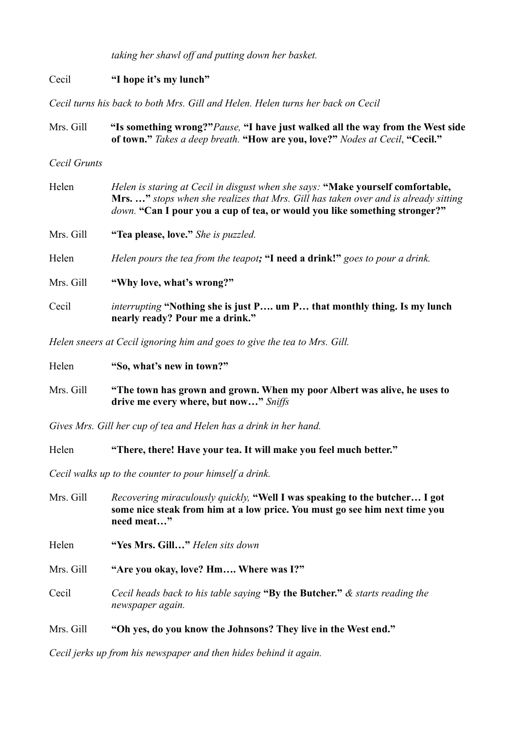*taking her shawl off and putting down her basket.*

Cecil **"I hope it's my lunch"**

*Cecil turns his back to both Mrs. Gill and Helen. Helen turns her back on Cecil*

Mrs. Gill **"Is something wrong?"***Pause,* **"I have just walked all the way from the West side of town."** *Takes a deep breath.* **"How are you, love?"** *Nodes at Cecil*, **"Cecil."**

*Cecil Grunts*

Helen *Helen is staring at Cecil in disgust when she says:* **"Make yourself comfortable, Mrs. …"** *stops when she realizes that Mrs. Gill has taken over and is already sitting down.* **"Can I pour you a cup of tea, or would you like something stronger?"**

Mrs. Gill **"Tea please, love."** *She is puzzled.*

Helen *Helen pours the tea from the teapot;* **"I need a drink!"** *goes to pour a drink.*

Mrs. Gill **"Why love, what's wrong?"**

Cecil *interrupting* **"Nothing she is just P…. um P… that monthly thing. Is my lunch nearly ready? Pour me a drink."**

*Helen sneers at Cecil ignoring him and goes to give the tea to Mrs. Gill.*

Helen **"So, what's new in town?"**

Mrs. Gill **"The town has grown and grown. When my poor Albert was alive, he uses to drive me every where, but now…"** *Sniffs*

*Gives Mrs. Gill her cup of tea and Helen has a drink in her hand.*

Helen **"There, there! Have your tea. It will make you feel much better."**

*Cecil walks up to the counter to pour himself a drink.*

Mrs. Gill *Recovering miraculously quickly,* **"Well I was speaking to the butcher… I got some nice steak from him at a low price. You must go see him next time you need meat…"**

Helen **"Yes Mrs. Gill…"** *Helen sits down*

Mrs. Gill **"Are you okay, love? Hm…. Where was I?"**

Cecil *Cecil heads back to his table saying* **"By the Butcher."** *& starts reading the newspaper again.*

Mrs. Gill **"Oh yes, do you know the Johnsons? They live in the West end."**

*Cecil jerks up from his newspaper and then hides behind it again.*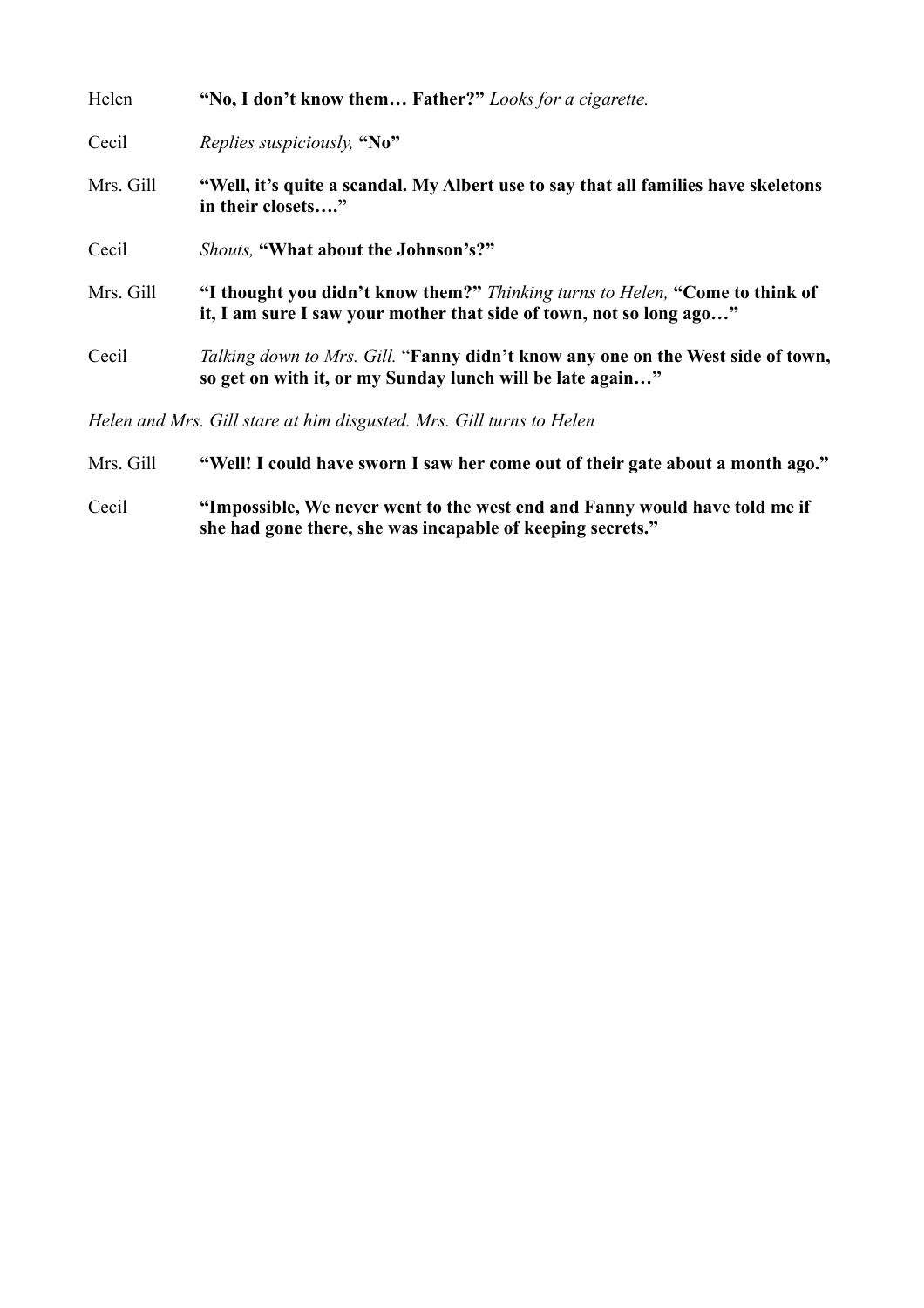Helen **"No, I don't know them… Father?"** *Looks for a cigarette.*

Cecil *Replies suspiciously,* **"No"**

Mrs. Gill **"Well, it's quite a scandal. My Albert use to say that all families have skeletons in their closets…."**

Cecil *Shouts,* **"What about the Johnson's?"**

Mrs. Gill **"I thought you didn't know them?"** *Thinking turns to Helen,* **"Come to think of it, I am sure I saw your mother that side of town, not so long ago…"**

Cecil *Talking down to Mrs. Gill.* "**Fanny didn't know any one on the West side of town, so get on with it, or my Sunday lunch will be late again…"**

*Helen and Mrs. Gill stare at him disgusted. Mrs. Gill turns to Helen*

Mrs. Gill **"Well! I could have sworn I saw her come out of their gate about a month ago."**

Cecil **"Impossible, We never went to the west end and Fanny would have told me if she had gone there, she was incapable of keeping secrets."**